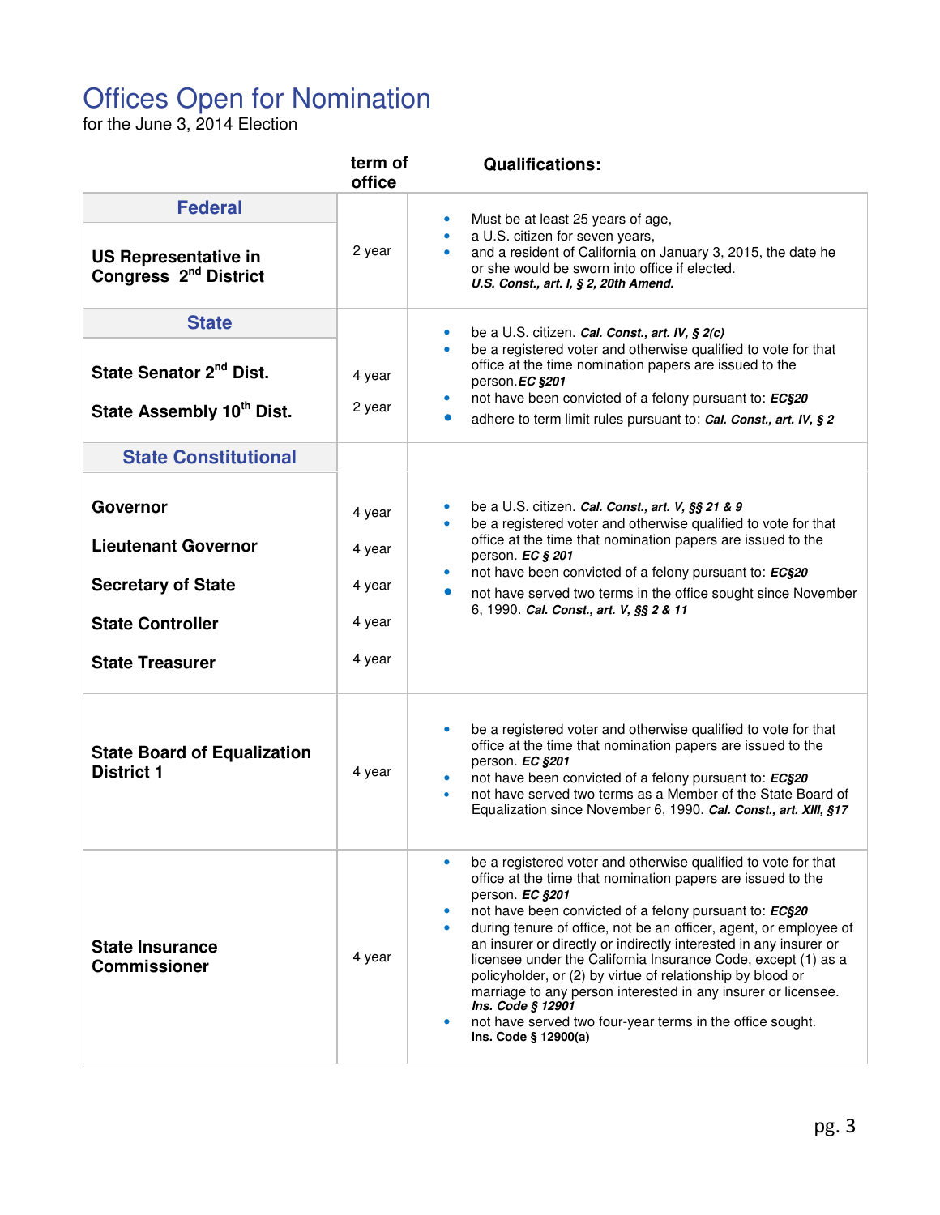# Offices Open for Nomination

for the June 3, 2014 Election

| | term of office | Qualifications: |
|---|---|---|
| **Federal** | | |
| **US Representative in Congress 2nd District** | 2 year | • Must be at least 25 years of age,<br>• a U.S. citizen for seven years,<br>• and a resident of California on January 3, 2015, the date he or she would be sworn into office if elected.<br>***U.S. Const., art. I, § 2, 20th Amend.*** |
| **State** | | |
| **State Senator 2nd Dist.** | 4 year | • be a U.S. citizen. ***Cal. Const., art. IV, § 2(c)***<br>• be a registered voter and otherwise qualified to vote for that office at the time nomination papers are issued to the person. ***EC §201***<br>• not have been convicted of a felony pursuant to: ***EC§20***<br>• adhere to term limit rules pursuant to: ***Cal. Const., art. IV, § 2*** |
| **State Assembly 10th Dist.** | 2 year | |
| **State Constitutional** | | |
| **Governor** | 4 year | • be a U.S. citizen. ***Cal. Const., art. V, §§ 21 & 9***<br>• be a registered voter and otherwise qualified to vote for that office at the time that nomination papers are issued to the person. ***EC § 201***<br>• not have been convicted of a felony pursuant to: ***EC§20***<br>• not have served two terms in the office sought since November 6, 1990. ***Cal. Const., art. V, §§ 2 & 11*** |
| **Lieutenant Governor** | 4 year | |
| **Secretary of State** | 4 year | |
| **State Controller** | 4 year | |
| **State Treasurer** | 4 year | |
| **State Board of Equalization District 1** | 4 year | • be a registered voter and otherwise qualified to vote for that office at the time that nomination papers are issued to the person. ***EC §201***<br>• not have been convicted of a felony pursuant to: ***EC§20***<br>• not have served two terms as a Member of the State Board of Equalization since November 6, 1990. ***Cal. Const., art. XIII, §17*** |
| **State Insurance Commissioner** | 4 year | • be a registered voter and otherwise qualified to vote for that office at the time that nomination papers are issued to the person. ***EC §201***<br>• not have been convicted of a felony pursuant to: ***EC§20***<br>• during tenure of office, not be an officer, agent, or employee of an insurer or directly or indirectly interested in any insurer or licensee under the California Insurance Code, except (1) as a policyholder, or (2) by virtue of relationship by blood or marriage to any person interested in any insurer or licensee. ***Ins. Code § 12901***<br>• not have served two four-year terms in the office sought. **Ins. Code § 12900(a)** |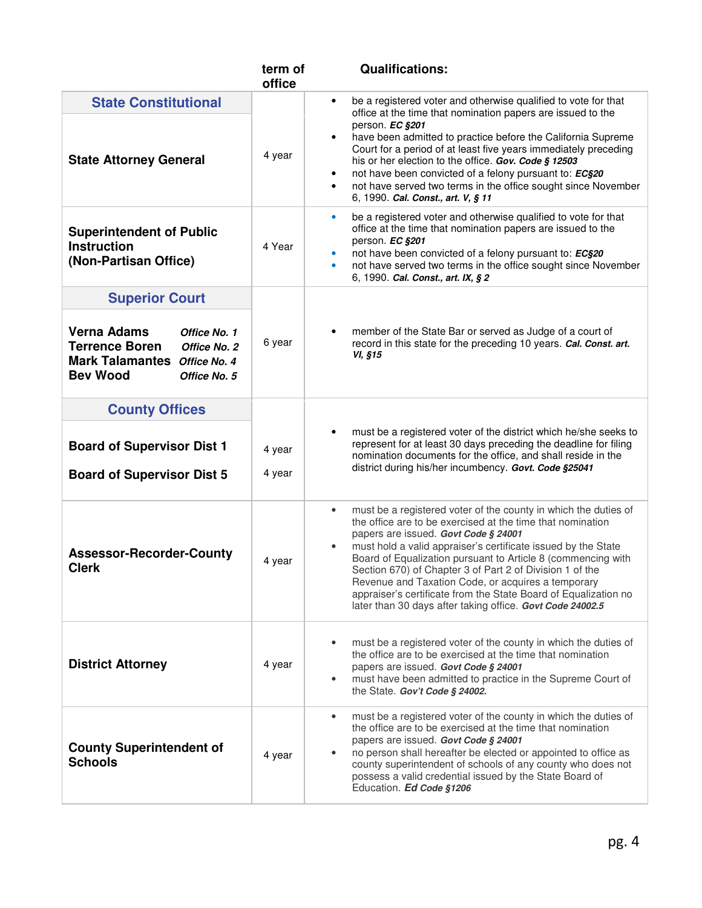| | term of office | Qualifications: |
|---|---|---|
| **State Constitutional** | | |
| **State Attorney General** | 4 year | • be a registered voter and otherwise qualified to vote for that office at the time that nomination papers are issued to the person. ***EC §201***<br>• have been admitted to practice before the California Supreme Court for a period of at least five years immediately preceding his or her election to the office. ***Gov. Code § 12503***<br>• not have been convicted of a felony pursuant to: ***EC§20***<br>• not have served two terms in the office sought since November 6, 1990. ***Cal. Const., art. V, § 11*** |
| **Superintendent of Public Instruction (Non-Partisan Office)** | 4 Year | • be a registered voter and otherwise qualified to vote for that office at the time that nomination papers are issued to the person. ***EC §201***<br>• not have been convicted of a felony pursuant to: ***EC§20***<br>• not have served two terms in the office sought since November 6, 1990. ***Cal. Const., art. IX, § 2*** |
| **Superior Court** | | |
| **Verna Adams** ***Office No. 1***<br>**Terrence Boren** ***Office No. 2***<br>**Mark Talamantes** ***Office No. 4***<br>**Bev Wood** ***Office No. 5*** | 6 year | • member of the State Bar or served as Judge of a court of record in this state for the preceding 10 years. ***Cal. Const. art. VI, §15*** |
| **County Offices** | | |
| **Board of Supervisor Dist 1**<br><br>**Board of Supervisor Dist 5** | 4 year<br><br>4 year | • must be a registered voter of the district which he/she seeks to represent for at least 30 days preceding the deadline for filing nomination documents for the office, and shall reside in the district during his/her incumbency. ***Govt. Code §25041*** |
| **Assessor-Recorder-County Clerk** | 4 year | • must be a registered voter of the county in which the duties of the office are to be exercised at the time that nomination papers are issued. ***Govt Code § 24001***<br>• must hold a valid appraiser's certificate issued by the State Board of Equalization pursuant to Article 8 (commencing with Section 670) of Chapter 3 of Part 2 of Division 1 of the Revenue and Taxation Code, or acquires a temporary appraiser's certificate from the State Board of Equalization no later than 30 days after taking office. ***Govt Code 24002.5*** |
| **District Attorney** | 4 year | • must be a registered voter of the county in which the duties of the office are to be exercised at the time that nomination papers are issued. ***Govt Code § 24001***<br>• must have been admitted to practice in the Supreme Court of the State. ***Gov't Code § 24002.*** |
| **County Superintendent of Schools** | 4 year | • must be a registered voter of the county in which the duties of the office are to be exercised at the time that nomination papers are issued. ***Govt Code § 24001***<br>• no person shall hereafter be elected or appointed to office as county superintendent of schools of any county who does not possess a valid credential issued by the State Board of Education. ***Ed Code §1206*** |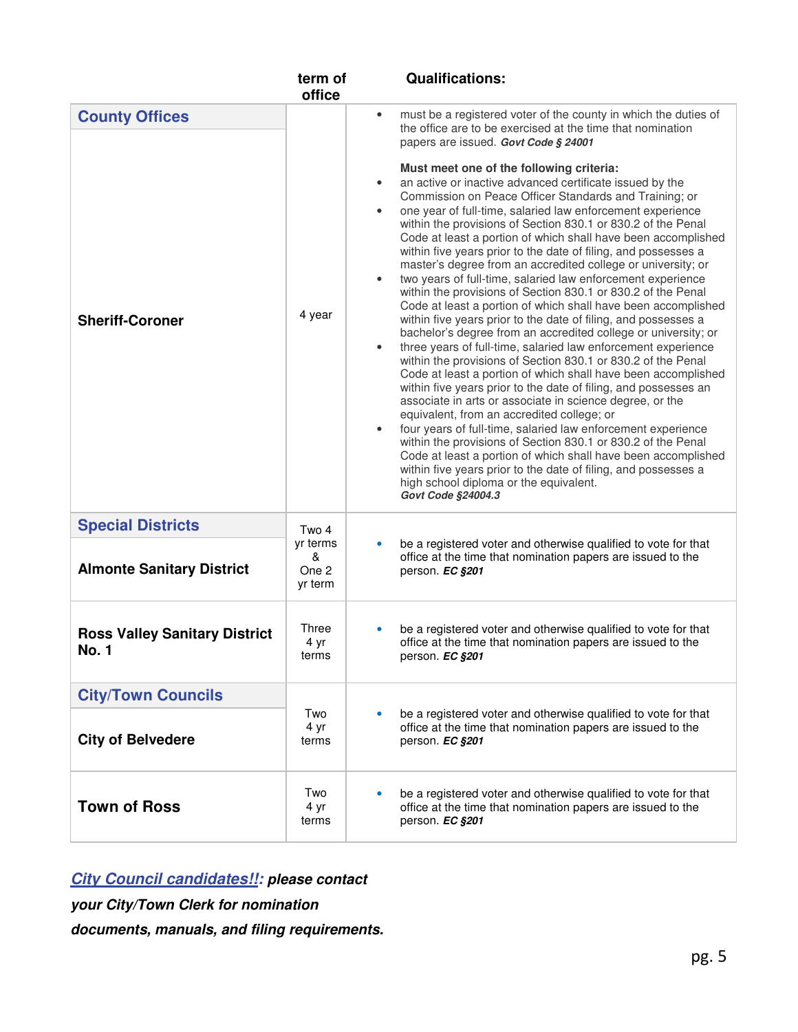| | term of office | Qualifications: |
|---|---|---|
| **County Offices** | | |
| **Sheriff-Coroner** | 4 year | • must be a registered voter of the county in which the duties of the office are to be exercised at the time that nomination papers are issued. ***Govt Code § 24001***<br><br>**Must meet one of the following criteria:**<br>• an active or inactive advanced certificate issued by the Commission on Peace Officer Standards and Training; or<br>• one year of full-time, salaried law enforcement experience within the provisions of Section 830.1 or 830.2 of the Penal Code at least a portion of which shall have been accomplished within five years prior to the date of filing, and possesses a master's degree from an accredited college or university; or<br>• two years of full-time, salaried law enforcement experience within the provisions of Section 830.1 or 830.2 of the Penal Code at least a portion of which shall have been accomplished within five years prior to the date of filing, and possesses a bachelor's degree from an accredited college or university; or<br>• three years of full-time, salaried law enforcement experience within the provisions of Section 830.1 or 830.2 of the Penal Code at least a portion of which shall have been accomplished within five years prior to the date of filing, and possesses an associate in arts or associate in science degree, or the equivalent, from an accredited college; or<br>• four years of full-time, salaried law enforcement experience within the provisions of Section 830.1 or 830.2 of the Penal Code at least a portion of which shall have been accomplished within five years prior to the date of filing, and possesses a high school diploma or the equivalent.<br>***Govt Code §24004.3*** |
| **Special Districts** | | |
| **Almonte Sanitary District** | Two 4 yr terms & One 2 yr term | • be a registered voter and otherwise qualified to vote for that office at the time that nomination papers are issued to the person. ***EC §201*** |
| **Ross Valley Sanitary District No. 1** | Three 4 yr terms | • be a registered voter and otherwise qualified to vote for that office at the time that nomination papers are issued to the person. ***EC §201*** |
| **City/Town Councils** | | |
| **City of Belvedere** | Two 4 yr terms | • be a registered voter and otherwise qualified to vote for that office at the time that nomination papers are issued to the person. ***EC §201*** |
| **Town of Ross** | Two 4 yr terms | • be a registered voter and otherwise qualified to vote for that office at the time that nomination papers are issued to the person. ***EC §201*** |

***City Council candidates!!: please contact your City/Town Clerk for nomination documents, manuals, and filing requirements.***